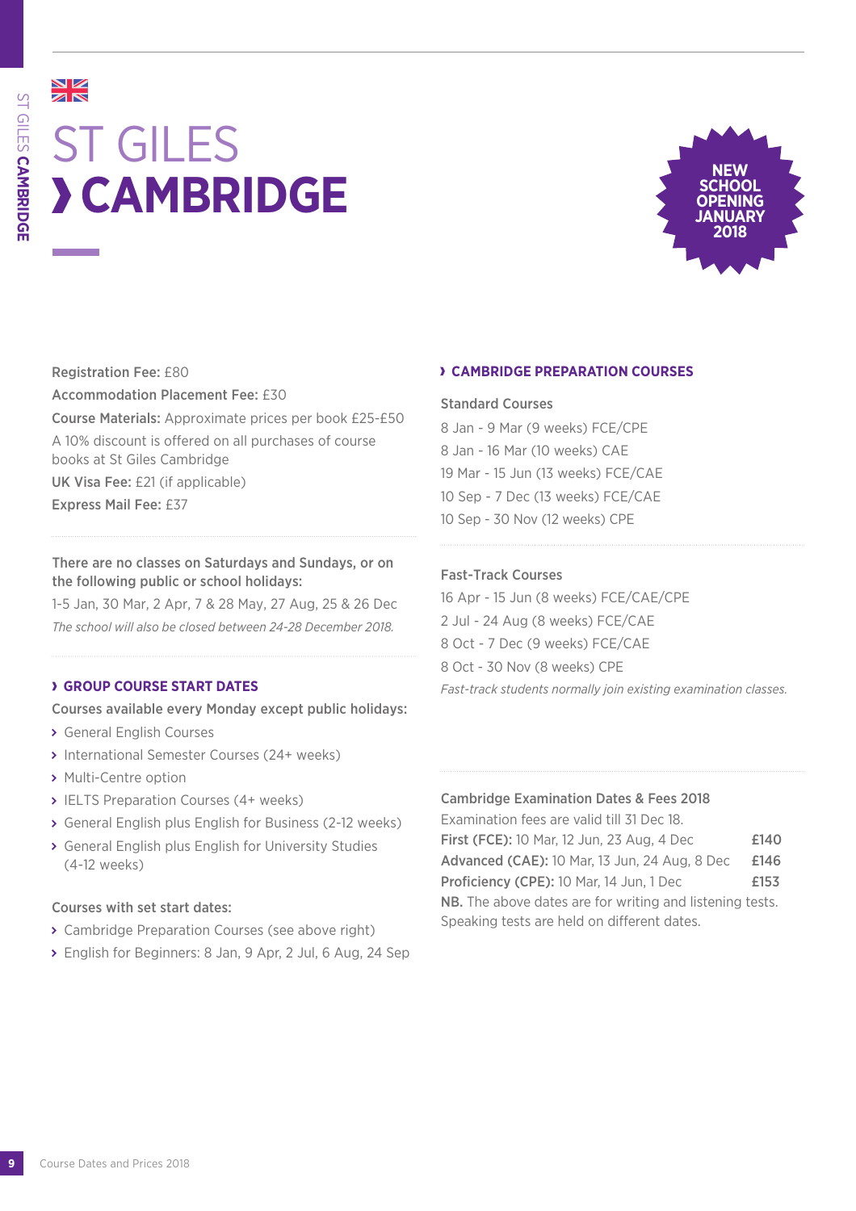# ST GILES
# › CAMBRIDGE

**NEW SCHOOL OPENING JANUARY 2018**

**Registration Fee:** £80

**Accommodation Placement Fee:** £30

**Course Materials:** Approximate prices per book £25-£50

A 10% discount is offered on all purchases of course books at St Giles Cambridge

**UK Visa Fee:** £21 (if applicable)

**Express Mail Fee:** £37

**There are no classes on Saturdays and Sundays, or on the following public or school holidays:**

1-5 Jan, 30 Mar, 2 Apr, 7 & 28 May, 27 Aug, 25 & 26 Dec

*The school will also be closed between 24-28 December 2018.*

## › GROUP COURSE START DATES

**Courses available every Monday except public holidays:**

- General English Courses
- International Semester Courses (24+ weeks)
- Multi-Centre option
- IELTS Preparation Courses (4+ weeks)
- General English plus English for Business (2-12 weeks)
- General English plus English for University Studies (4-12 weeks)

**Courses with set start dates:**

- Cambridge Preparation Courses (see above right)
- English for Beginners: 8 Jan, 9 Apr, 2 Jul, 6 Aug, 24 Sep

## › CAMBRIDGE PREPARATION COURSES

**Standard Courses**

8 Jan - 9 Mar (9 weeks) FCE/CPE
8 Jan - 16 Mar (10 weeks) CAE
19 Mar - 15 Jun (13 weeks) FCE/CAE
10 Sep - 7 Dec (13 weeks) FCE/CAE
10 Sep - 30 Nov (12 weeks) CPE

**Fast-Track Courses**

16 Apr - 15 Jun (8 weeks) FCE/CAE/CPE
2 Jul - 24 Aug (8 weeks) FCE/CAE
8 Oct - 7 Dec (9 weeks) FCE/CAE
8 Oct - 30 Nov (8 weeks) CPE

*Fast-track students normally join existing examination classes.*

**Cambridge Examination Dates & Fees 2018**

Examination fees are valid till 31 Dec 18.

| | |
|---|---|
| **First (FCE):** 10 Mar, 12 Jun, 23 Aug, 4 Dec | **£140** |
| **Advanced (CAE):** 10 Mar, 13 Jun, 24 Aug, 8 Dec | **£146** |
| **Proficiency (CPE):** 10 Mar, 14 Jun, 1 Dec | **£153** |

**NB.** The above dates are for writing and listening tests. Speaking tests are held on different dates.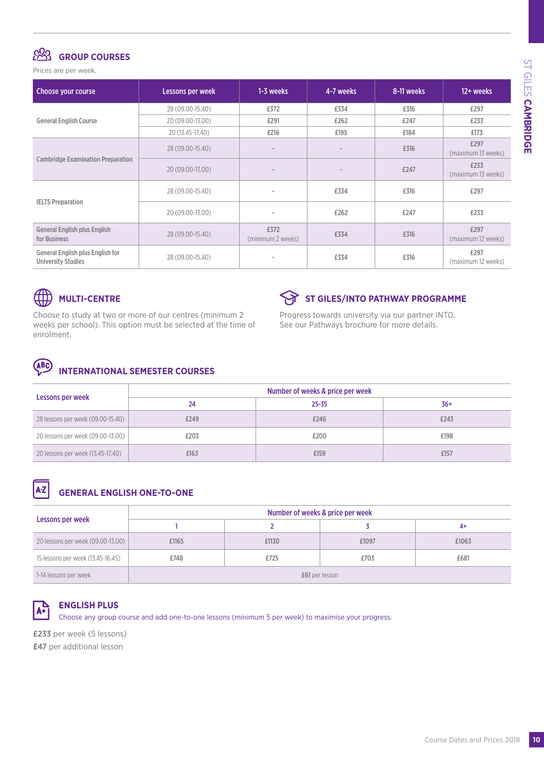## GROUP COURSES

Prices are per week.

| Choose your course | Lessons per week | 1-3 weeks | 4-7 weeks | 8-11 weeks | 12+ weeks |
|---|---|---|---|---|---|
| General English Course | 28 (09.00-15.40) | £372 | £334 | £316 | £297 |
| | 20 (09.00-13.00) | £291 | £262 | £247 | £233 |
| | 20 (13.45-17.40) | £216 | £195 | £184 | £173 |
| Cambridge Examination Preparation | 28 (09.00-15.40) | - | - | £316 | £297 (maximum 13 weeks) |
| | 20 (09.00-13.00) | - | - | £247 | £233 (maximum 13 weeks) |
| IELTS Preparation | 28 (09.00-15.40) | - | £334 | £316 | £297 |
| | 20 (09.00-13.00) | - | £262 | £247 | £233 |
| General English plus English for Business | 28 (09.00-15.40) | £372 (minimum 2 weeks) | £334 | £316 | £297 (maximum 12 weeks) |
| General English plus English for University Studies | 28 (09.00-15.40) | - | £334 | £316 | £297 (maximum 12 weeks) |

## MULTI-CENTRE

Choose to study at two or more of our centres (minimum 2 weeks per school). This option must be selected at the time of enrolment.

## ST GILES/INTO PATHWAY PROGRAMME

Progress towards university via our partner INTO. See our Pathways brochure for more details.

## INTERNATIONAL SEMESTER COURSES

| Lessons per week | Number of weeks & price per week | | |
|---|---|---|---|
| | 24 | 25-35 | 36+ |
| 28 lessons per week (09.00-15.40) | £249 | £246 | £243 |
| 20 lessons per week (09.00-13.00) | £203 | £200 | £198 |
| 20 lessons per week (13.45-17.40) | £163 | £159 | £157 |

## GENERAL ENGLISH ONE-TO-ONE

| Lessons per week | Number of weeks & price per week | | | |
|---|---|---|---|---|
| | 1 | 2 | 3 | 4+ |
| 20 lessons per week (09.00-13.00) | £1165 | £1130 | £1097 | £1063 |
| 15 lessons per week (13.45-16.45) | £748 | £725 | £703 | £681 |
| 1-14 lessons per week | £61 per lesson | | | |

## ENGLISH PLUS

Choose any group course and add one-to-one lessons (minimum 5 per week) to maximise your progress.

**£233** per week (5 lessons)

**£47** per additional lesson